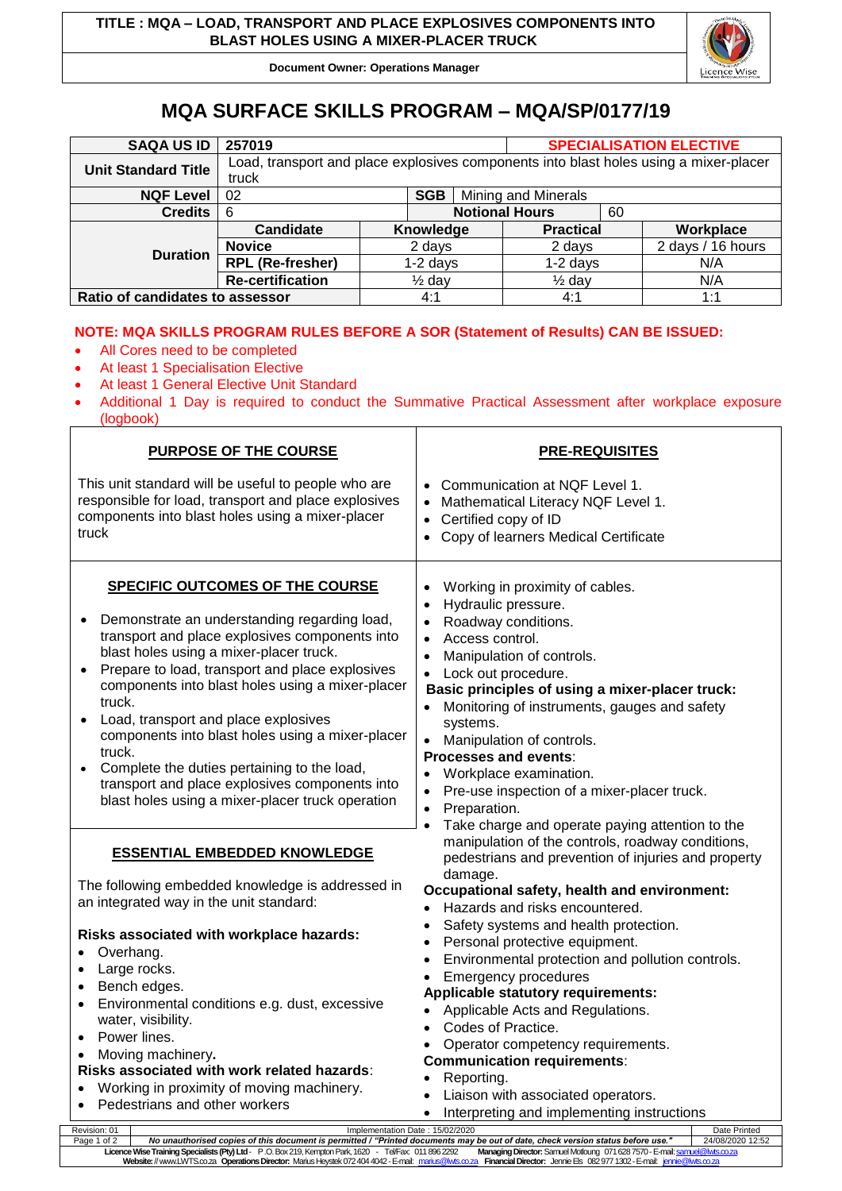# MQA SURFACE SKILLS PROGRAM – MQA/SP/0177/19

| SAQA US ID | 257019 | | | SPECIALISATION ELECTIVE | |
|---|---|---|---|---|---|
| Unit Standard Title | Load, transport and place explosives components into blast holes using a mixer-placer truck | | | | |
| NQF Level | 02 | SGB | Mining and Minerals | | |
| Credits | 6 | Notional Hours | | 60 | |
| Duration | Candidate | Knowledge | Practical | | Workplace |
| | Novice | 2 days | 2 days | | 2 days / 16 hours |
| | RPL (Re-fresher) | 1-2 days | 1-2 days | | N/A |
| | Re-certification | ½ day | ½ day | | N/A |
| Ratio of candidates to assessor | | 4:1 | 4:1 | | 1:1 |

**NOTE: MQA SKILLS PROGRAM RULES BEFORE A SOR (Statement of Results) CAN BE ISSUED:**

- All Cores need to be completed
- At least 1 Specialisation Elective
- At least 1 General Elective Unit Standard
- Additional 1 Day is required to conduct the Summative Practical Assessment after workplace exposure (logbook)

## PURPOSE OF THE COURSE

This unit standard will be useful to people who are responsible for load, transport and place explosives components into blast holes using a mixer-placer truck

## PRE-REQUISITES

- Communication at NQF Level 1.
- Mathematical Literacy NQF Level 1.
- Certified copy of ID
- Copy of learners Medical Certificate

## SPECIFIC OUTCOMES OF THE COURSE

- Demonstrate an understanding regarding load, transport and place explosives components into blast holes using a mixer-placer truck.
- Prepare to load, transport and place explosives components into blast holes using a mixer-placer truck.
- Load, transport and place explosives components into blast holes using a mixer-placer truck.
- Complete the duties pertaining to the load, transport and place explosives components into blast holes using a mixer-placer truck operation

## ESSENTIAL EMBEDDED KNOWLEDGE

The following embedded knowledge is addressed in an integrated way in the unit standard:

**Risks associated with workplace hazards:**

- Overhang.
- Large rocks.
- Bench edges.
- Environmental conditions e.g. dust, excessive water, visibility.
- Power lines.
- Moving machinery**.**

**Risks associated with work related hazards**:

- Working in proximity of moving machinery.
- Pedestrians and other workers
- Working in proximity of cables.
- Hydraulic pressure.
- Roadway conditions.
- Access control.
- Manipulation of controls.
- Lock out procedure.

**Basic principles of using a mixer-placer truck:**

- Monitoring of instruments, gauges and safety systems.
- Manipulation of controls.

**Processes and events**:

- Workplace examination.
- Pre-use inspection of a mixer-placer truck.
- Preparation.
- Take charge and operate paying attention to the manipulation of the controls, roadway conditions, pedestrians and prevention of injuries and property damage.

**Occupational safety, health and environment:**

- Hazards and risks encountered.
- Safety systems and health protection.
- Personal protective equipment.
- Environmental protection and pollution controls.
- Emergency procedures

**Applicable statutory requirements:**

- Applicable Acts and Regulations.
- Codes of Practice.
- Operator competency requirements.

**Communication requirements**:

- Reporting.
- Liaison with associated operators.
- Interpreting and implementing instructions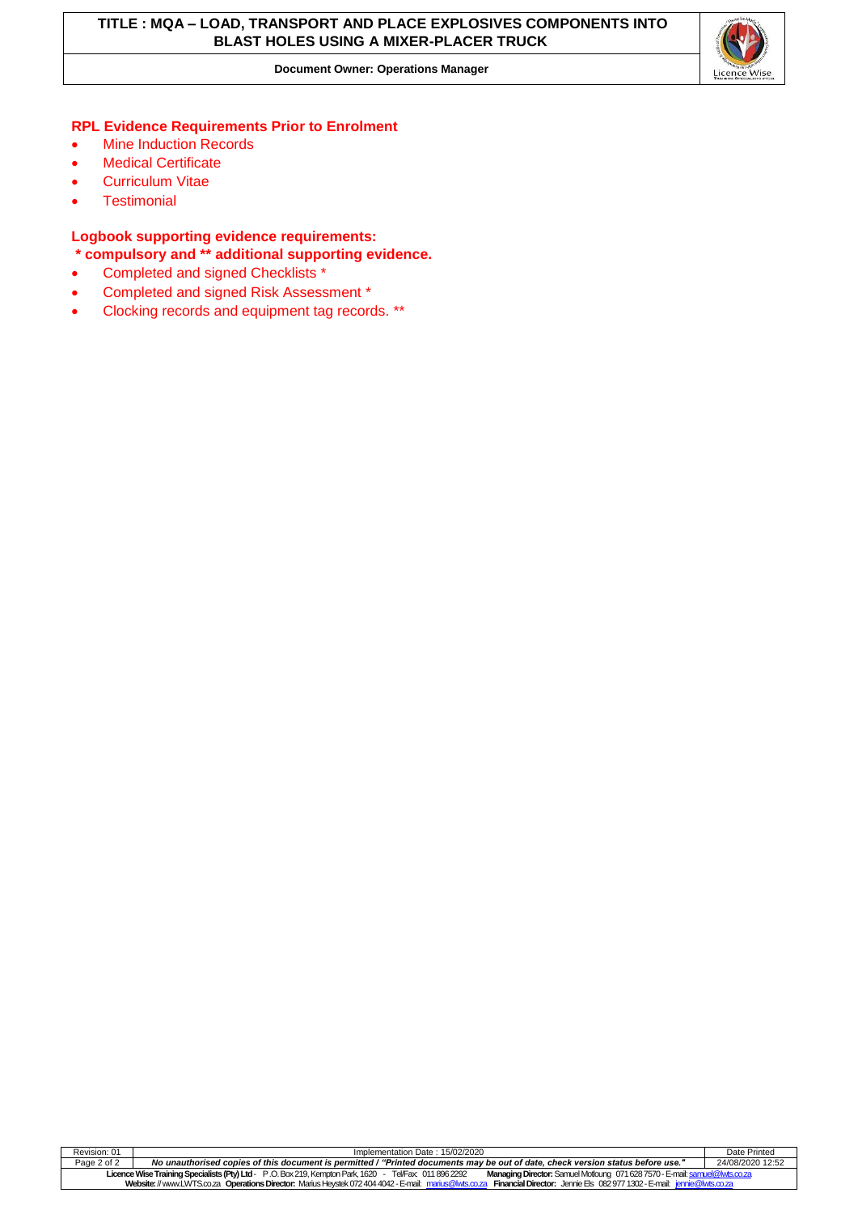## RPL Evidence Requirements Prior to Enrolment

- Mine Induction Records
- Medical Certificate
- Curriculum Vitae
- Testimonial

## Logbook supporting evidence requirements:

**\* compulsory and \*\* additional supporting evidence.**

- Completed and signed Checklists *
- Completed and signed Risk Assessment *
- Clocking records and equipment tag records. **